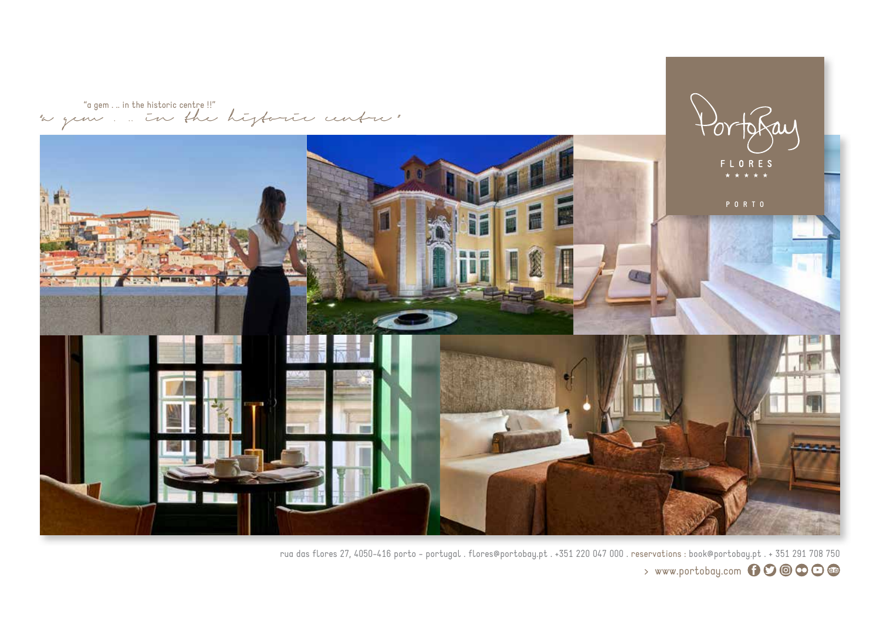"a gem . .. in the historic centre !!"

PortoBay

FLORES

★ ★ ★ ★ ★

PORTO

rua das flores 27, 4050-416 porto - portugal . flores@portobay.pt . +351 220 047 000 . reservations : book@portobay.pt . + 351 291 708 750

> www.portobay.com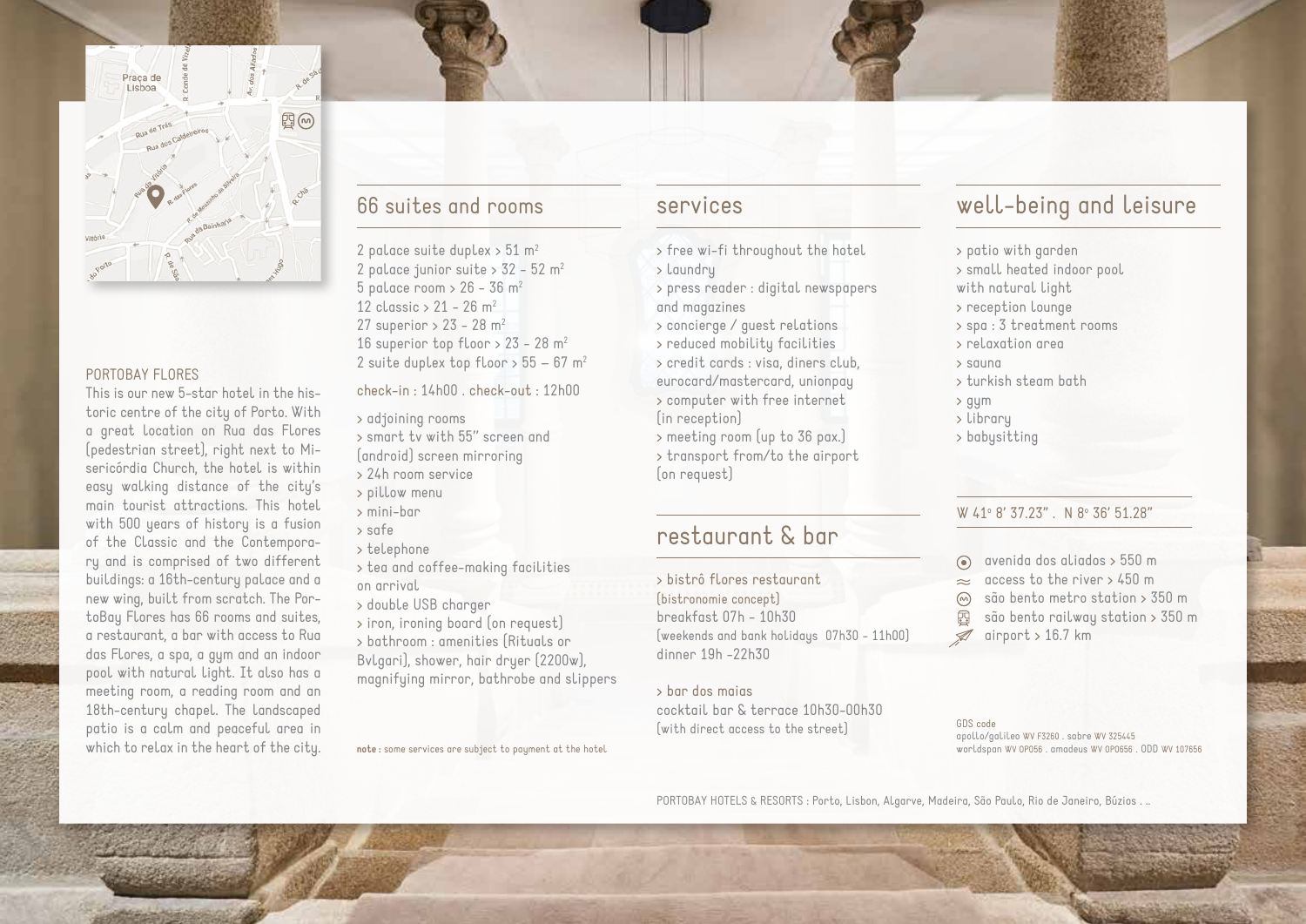## PORTOBAY FLORES

This is our new 5-star hotel in the historic centre of the city of Porto. With a great location on Rua das Flores (pedestrian street), right next to Misericórdia Church, the hotel is within easy walking distance of the city's main tourist attractions. This hotel with 500 years of history is a fusion of the Classic and the Contemporary and is comprised of two different buildings: a 16th-century palace and a new wing, built from scratch. The PortoBay Flores has 66 rooms and suites, a restaurant, a bar with access to Rua das Flores, a spa, a gym and an indoor pool with natural light. It also has a meeting room, a reading room and an 18th-century chapel. The landscaped patio is a calm and peaceful area in which to relax in the heart of the city.

## 66 suites and rooms

2 palace suite duplex > 51 m²
2 palace junior suite > 32 - 52 m²
5 palace room > 26 - 36 m²
12 classic > 21 - 26 m²
27 superior > 23 - 28 m²
16 superior top floor > 23 - 28 m²
2 suite duplex top floor > 55 – 67 m²

check-in : 14h00 . check-out : 12h00

> adjoining rooms
> smart tv with 55" screen and (android) screen mirroring
> 24h room service
> pillow menu
> mini-bar
> safe
> telephone
> tea and coffee-making facilities on arrival
> double USB charger
> iron, ironing board (on request)
> bathroom : amenities (Rituals or Bvlgari), shower, hair dryer (2200w), magnifying mirror, bathrobe and slippers

**note :** some services are subject to payment at the hotel

## services

> free wi-fi throughout the hotel
> laundry
> press reader : digital newspapers and magazines
> concierge / guest relations
> reduced mobility facilities
> credit cards : visa, diners club, eurocard/mastercard, unionpay
> computer with free internet (in reception)
> meeting room (up to 36 pax.)
> transport from/to the airport (on request)

## restaurant & bar

> bistrô flores restaurant (bistronomie concept)
breakfast 07h - 10h30
(weekends and bank holidays 07h30 - 11h00)
dinner 19h -22h30

> bar dos maias
cocktail bar & terrace 10h30-00h30
(with direct access to the street)

## well-being and leisure

> patio with garden
> small heated indoor pool with natural light
> reception lounge
> spa : 3 treatment rooms
> relaxation area
> sauna
> turkish steam bath
> gym
> library
> babysitting

W 41° 8' 37.23" . N 8° 36' 51.28"

avenida dos aliados > 550 m
access to the river > 450 m
são bento metro station > 350 m
são bento railway station > 350 m
airport > 16.7 km

GDS code
apollo/galileo WV F3260 . sabre WV 325445
worldspan WV OPO56 . amadeus WV OPO656 . ODD WV 107656

PORTOBAY HOTELS & RESORTS : Porto, Lisbon, Algarve, Madeira, São Paulo, Rio de Janeiro, Búzios . ..